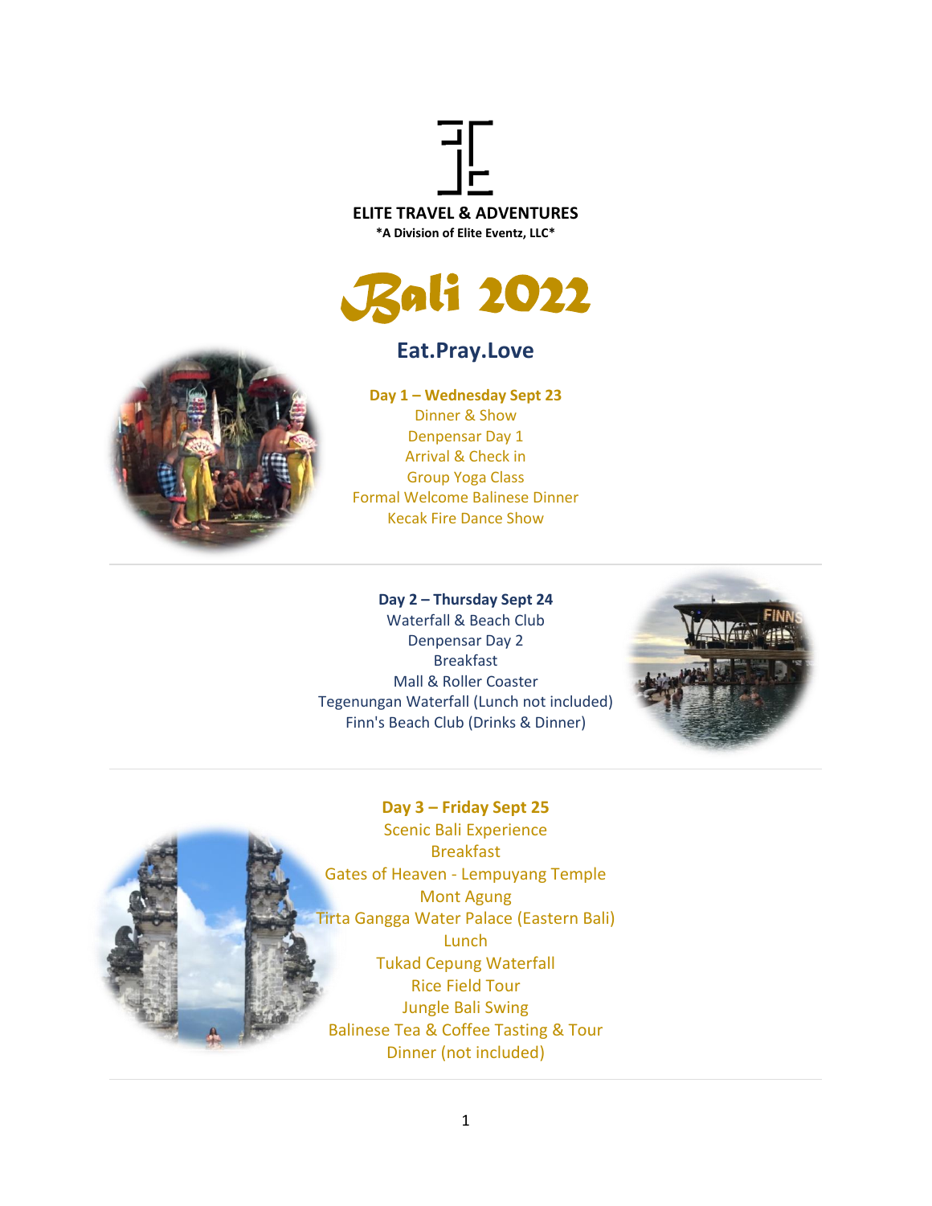**ELITE TRAVEL & ADVENTURES**

***A Division of Elite Eventz, LLC***

# Bali 2022

## Eat.Pray.Love

**Day 1 – Wednesday Sept 23**

Dinner & Show

Denpensar Day 1

Arrival & Check in

Group Yoga Class

Formal Welcome Balinese Dinner

Kecak Fire Dance Show

---

**Day 2 – Thursday Sept 24**

Waterfall & Beach Club

Denpensar Day 2

Breakfast

Mall & Roller Coaster

Tegenungan Waterfall (Lunch not included)

Finn's Beach Club (Drinks & Dinner)

---

**Day 3 – Friday Sept 25**

Scenic Bali Experience

Breakfast

Gates of Heaven - Lempuyang Temple

Mont Agung

Tirta Gangga Water Palace (Eastern Bali)

Lunch

Tukad Cepung Waterfall

Rice Field Tour

Jungle Bali Swing

Balinese Tea & Coffee Tasting & Tour

Dinner (not included)

---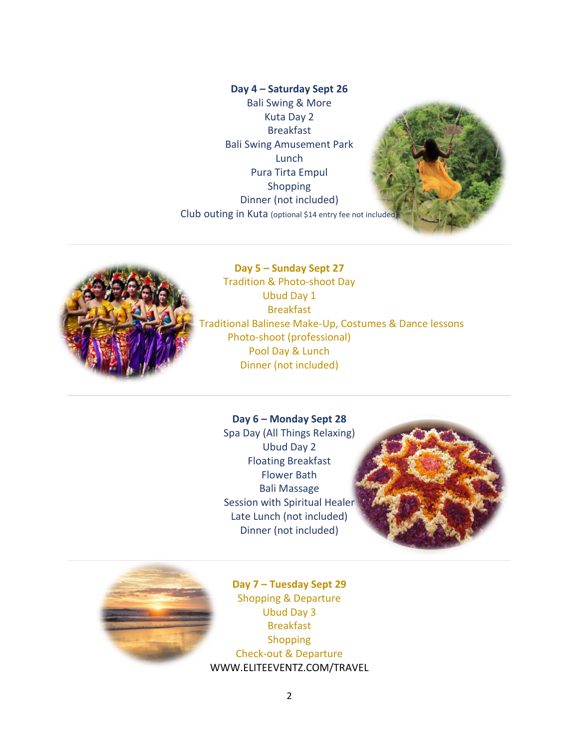**Day 4 – Saturday Sept 26**

Bali Swing & More

Kuta Day 2

Breakfast

Bali Swing Amusement Park

Lunch

Pura Tirta Empul

Shopping

Dinner (not included)

Club outing in Kuta (optional $14 entry fee not included)

---

**Day 5 – Sunday Sept 27**

Tradition & Photo-shoot Day

Ubud Day 1

Breakfast

Traditional Balinese Make-Up, Costumes & Dance lessons

Photo-shoot (professional)

Pool Day & Lunch

Dinner (not included)

---

**Day 6 – Monday Sept 28**

Spa Day (All Things Relaxing)

Ubud Day 2

Floating Breakfast

Flower Bath

Bali Massage

Session with Spiritual Healer

Late Lunch (not included)

Dinner (not included)

---

**Day 7 – Tuesday Sept 29**

Shopping & Departure

Ubud Day 3

Breakfast

Shopping

Check-out & Departure

WWW.ELITEEVENTZ.COM/TRAVEL